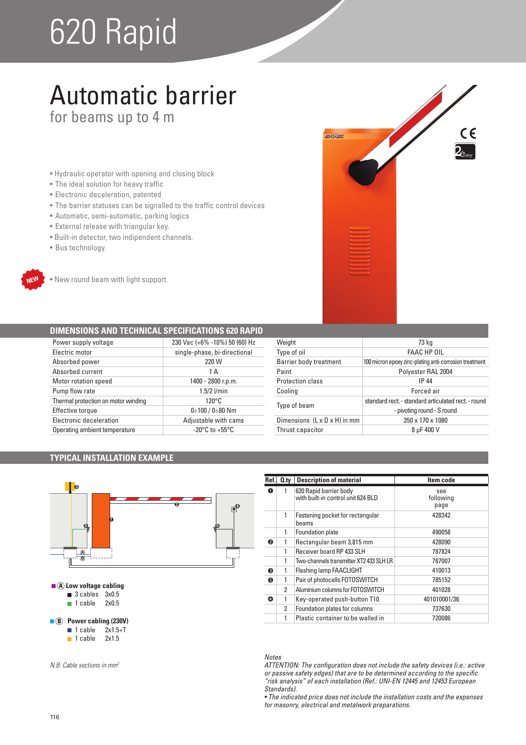# 620 Rapid

## Automatic barrier

for beams up to 4 m

- Hydraulic operator with opening and closing block
- The ideal solution for heavy traffic
- Electronic deceleration, patented
- The barrier statuses can be signalled to the traffic control devices
- Automatic, semi-automatic, parking logics
- External release with triangular key.
- Built-in detector, two indipendent channels.
- Bus technology.

NEW

- New round beam with light support.

## DIMENSIONS AND TECHNICAL SPECIFICATIONS 620 RAPID

| | |
|---|---|
| Power supply voltage | 230 Vac (+6% -10%) 50 (60) Hz |
| Electric motor | single-phase, bi-directional |
| Absorbed power | 220 W |
| Absorbed current | 1 A |
| Motor rotation speed | 1400 - 2800 r.p.m. |
| Pump flow rate | 1.5/2 l/min |
| Thermal protection on motor winding | 120°C |
| Effective torque | 0÷100 / 0÷80 Nm |
| Electronic deceleration | Adjustable with cams |
| Operating ambient temperature | -20°C to +55°C |

| | |
|---|---|
| Weight | 73 kg |
| Type of oil | FAAC HP OIL |
| Barrier body treatment | 100 micron epoxy zinc-plating anti-corrosion treatment |
| Paint | Polyester RAL 2004 |
| Protection class | IP 44 |
| Cooling | Forced air |
| Type of beam | standard rect. - standard articulated rect. - round - pivoting round - S round |
| Dimensions (L x D x H) in mm | 350 x 170 x 1080 |
| Thrust capacitor | 8 µF 400 V |

## TYPICAL INSTALLATION EXAMPLE

■ Ⓐ **Low voltage cabling**
- 3 cables 3x0.5
- 1 cable 2x0.5

■ Ⓑ **Power cabling (230V)**
- 1 cable 2x1.5+T
- 1 cable 2x1.5

*N.B: Cable sections in mm²*

| Ref. | Q.ty | Description of material | Item code |
|---|---|---|---|
| ❶ | 1 | 620 Rapid barrier body with built-in control unit 624 BLD | see following page |
| | 1 | Fastening pocket for rectangular beams | 428342 |
| | 1 | Foundation plate | 490058 |
| ❷ | 1 | Rectangular beam 3,815 mm | 428090 |
| | 1 | Receiver board RP 433 SLH | 787824 |
| | 1 | Two-channels transmitter XT2 433 SLH LR | 787007 |
| ❸ | 1 | Flashing lamp FAACLIGHT | 410013 |
| ❺ | 1 | Pair of photocells FOTOSWITCH | 785152 |
| | 2 | Aluminium columns for FOTOSWITCH | 401028 |
| ❹ | 1 | Key-operated push-button T10 | 401010001/36 |
| | 2 | Foundation plates for columns | 737630 |
| | 1 | Plastic container to be walled in | 720086 |

*Notes*
*ATTENTION: The configuration does not include the safety devices (i.e.: active or passive safety edges) that are to be determined according to the specific "risk analysis" of each installation (Ref.: UNI-EN 12445 and 12453 European Standards).*
*• The indicated price does not include the installation costs and the expenses for masonry, electrical and metalwork preparations.*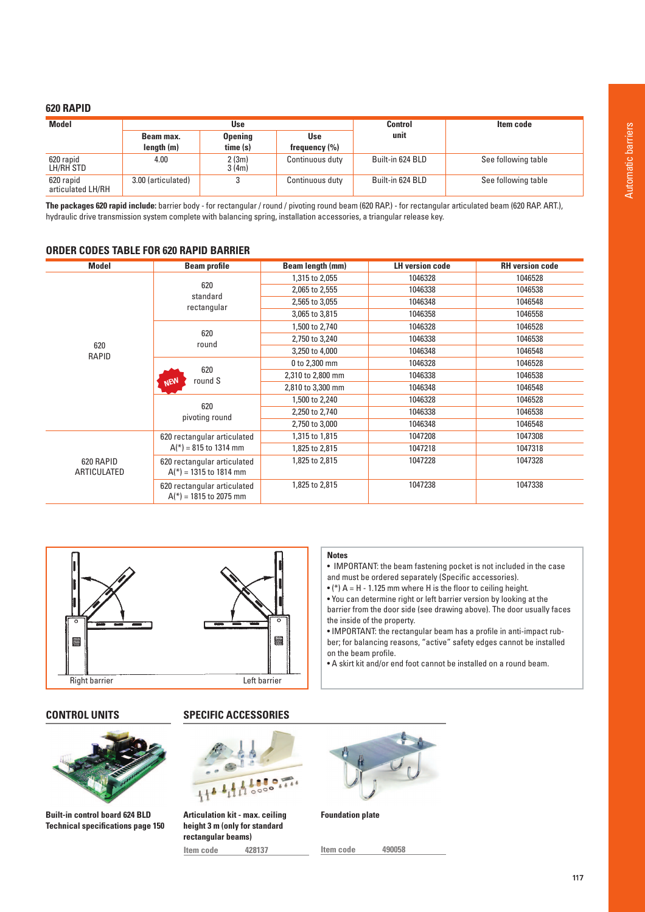## 620 RAPID

| Model | Use | | | Control unit | Item code |
|---|---|---|---|---|---|
| | Beam max. length (m) | Opening time (s) | Use frequency (%) | | |
| 620 rapid LH/RH STD | 4.00 | 2 (3m) 3 (4m) | Continuous duty | Built-in 624 BLD | See following table |
| 620 rapid articulated LH/RH | 3.00 (articulated) | 3 | Continuous duty | Built-in 624 BLD | See following table |

**The packages 620 rapid include:** barrier body - for rectangular / round / pivoting round beam (620 RAP.) - for rectangular articulated beam (620 RAP. ART.), hydraulic drive transmission system complete with balancing spring, installation accessories, a triangular release key.

## ORDER CODES TABLE FOR 620 RAPID BARRIER

| Model | Beam profile | Beam length (mm) | LH version code | RH version code |
|---|---|---|---|---|
| 620 RAPID | 620 standard rectangular | 1,315 to 2,055 | 1046328 | 1046528 |
| | | 2,065 to 2,555 | 1046338 | 1046538 |
| | | 2,565 to 3,055 | 1046348 | 1046548 |
| | | 3,065 to 3,815 | 1046358 | 1046558 |
| | 620 round | 1,500 to 2,740 | 1046328 | 1046528 |
| | | 2,750 to 3,240 | 1046338 | 1046538 |
| | | 3,250 to 4,000 | 1046348 | 1046548 |
| | NEW 620 round S | 0 to 2,300 mm | 1046328 | 1046528 |
| | | 2,310 to 2,800 mm | 1046338 | 1046538 |
| | | 2,810 to 3,300 mm | 1046348 | 1046548 |
| | 620 pivoting round | 1,500 to 2,240 | 1046328 | 1046528 |
| | | 2,250 to 2,740 | 1046338 | 1046538 |
| | | 2,750 to 3,000 | 1046348 | 1046548 |
| 620 RAPID ARTICULATED | 620 rectangular articulated A(*) = 815 to 1314 mm | 1,315 to 1,815 | 1047208 | 1047308 |
| | | 1,825 to 2,815 | 1047218 | 1047318 |
| | 620 rectangular articulated A(*) = 1315 to 1814 mm | 1,825 to 2,815 | 1047228 | 1047328 |
| | 620 rectangular articulated A(*) = 1815 to 2075 mm | 1,825 to 2,815 | 1047238 | 1047338 |

Right barrier — Left barrier

**Notes**

- IMPORTANT: the beam fastening pocket is not included in the case and must be ordered separately (Specific accessories).
- (*) A = H - 1.125 mm where H is the floor to ceiling height.
- You can determine right or left barrier version by looking at the barrier from the door side (see drawing above). The door usually faces the inside of the property.
- IMPORTANT: the rectangular beam has a profile in anti-impact rubber; for balancing reasons, "active" safety edges cannot be installed on the beam profile.
- A skirt kit and/or end foot cannot be installed on a round beam.

## CONTROL UNITS

**Built-in control board 624 BLD**
**Technical specifications page 150**

## SPECIFIC ACCESSORIES

**Articulation kit - max. ceiling height 3 m (only for standard rectangular beams)**

Item code 428137

**Foundation plate**

Item code 490058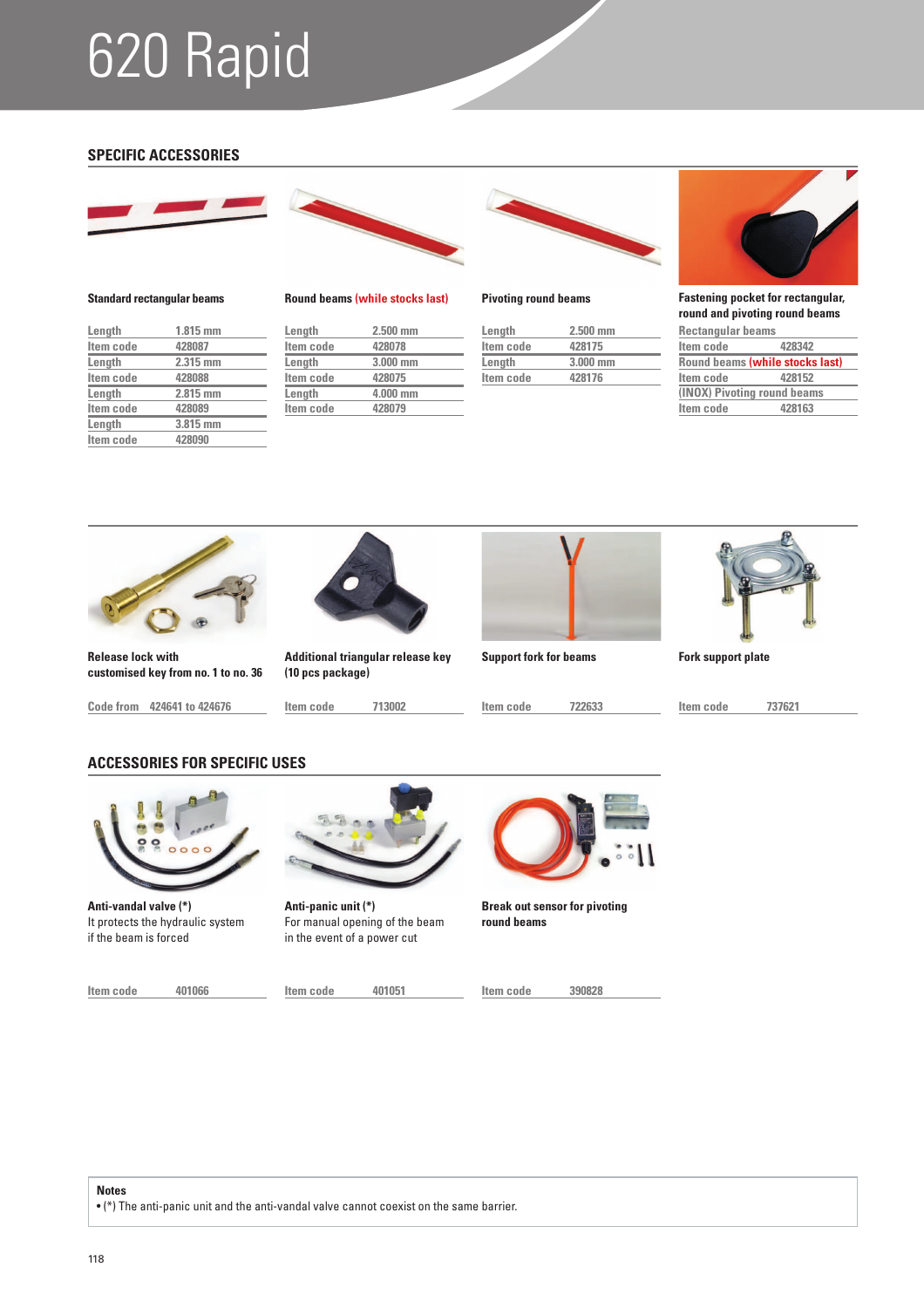# 620 Rapid

## SPECIFIC ACCESSORIES

**Standard rectangular beams**

| Length | 1.815 mm |
|---|---|
| Item code | 428087 |
| Length | 2.315 mm |
| Item code | 428088 |
| Length | 2.815 mm |
| Item code | 428089 |
| Length | 3.815 mm |
| Item code | 428090 |

**Round beams (while stocks last)**

| Length | 2.500 mm |
|---|---|
| Item code | 428078 |
| Length | 3.000 mm |
| Item code | 428075 |
| Length | 4.000 mm |
| Item code | 428079 |

**Pivoting round beams**

| Length | 2.500 mm |
|---|---|
| Item code | 428175 |
| Length | 3.000 mm |
| Item code | 428176 |

**Fastening pocket for rectangular, round and pivoting round beams**

| Rectangular beams | |
|---|---|
| Item code | 428342 |
| Round beams (while stocks last) | |
| Item code | 428152 |
| (INOX) Pivoting round beams | |
| Item code | 428163 |

**Release lock with customised key from no. 1 to no. 36**

Code from 424641 to 424676

**Additional triangular release key (10 pcs package)**

Item code 713002

**Support fork for beams**

Item code 722633

**Fork support plate**

Item code 737621

## ACCESSORIES FOR SPECIFIC USES

**Anti-vandal valve (*)**
It protects the hydraulic system if the beam is forced

Item code 401066

**Anti-panic unit (*)**
For manual opening of the beam in the event of a power cut

Item code 401051

**Break out sensor for pivoting round beams**

Item code 390828

**Notes**
- (*) The anti-panic unit and the anti-vandal valve cannot coexist on the same barrier.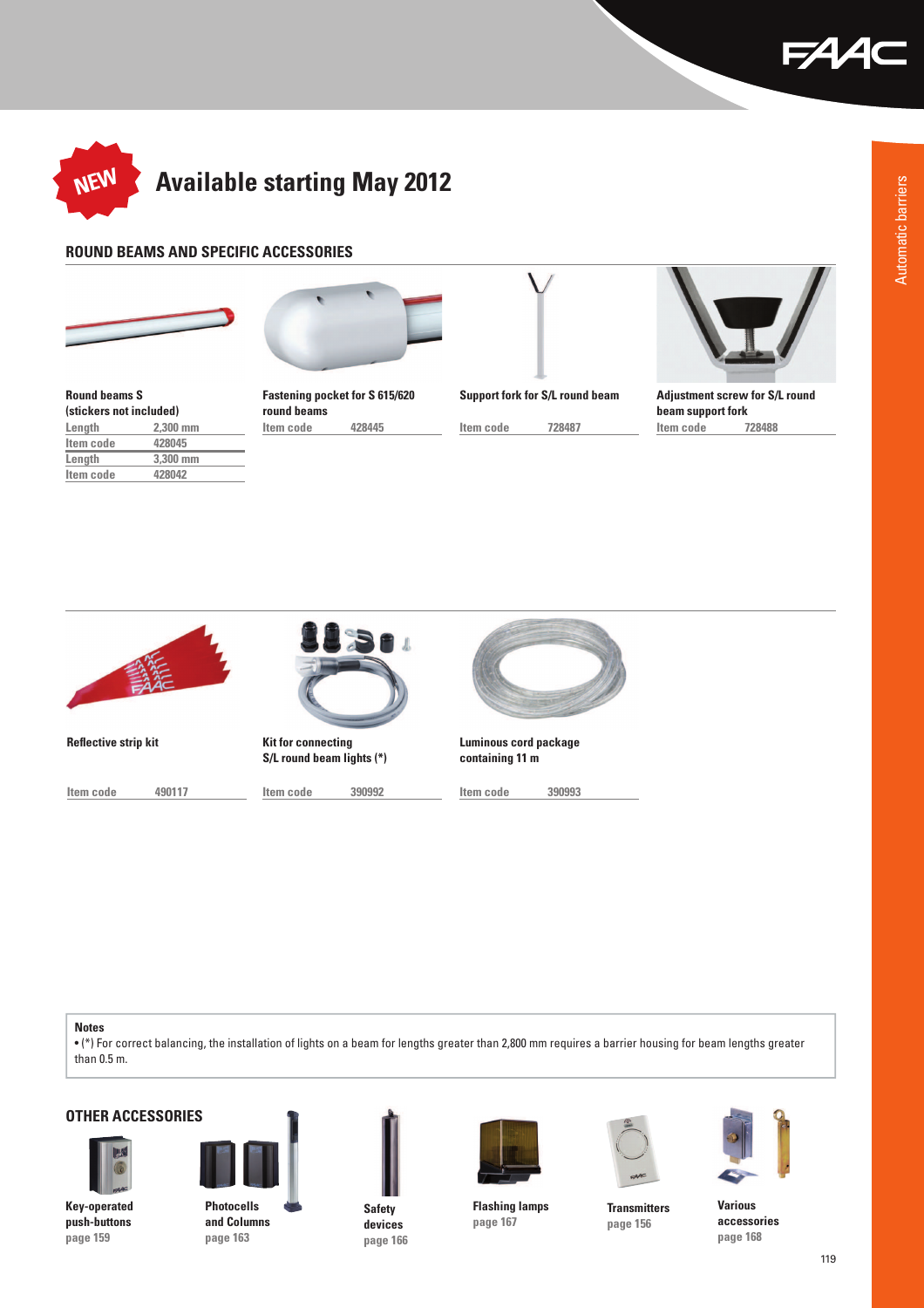## NEW Available starting May 2012

### ROUND BEAMS AND SPECIFIC ACCESSORIES

**Round beams S (stickers not included)**

| | |
|---|---|
| Length | 2,300 mm |
| Item code | 428045 |
| Length | 3,300 mm |
| Item code | 428042 |

**Fastening pocket for S 615/620 round beams**

| | |
|---|---|
| Item code | 428445 |

**Support fork for S/L round beam**

| | |
|---|---|
| Item code | 728487 |

**Adjustment screw for S/L round beam support fork**

| | |
|---|---|
| Item code | 728488 |

**Reflective strip kit**

| | |
|---|---|
| Item code | 490117 |

**Kit for connecting S/L round beam lights (*)**

| | |
|---|---|
| Item code | 390992 |

**Luminous cord package containing 11 m**

| | |
|---|---|
| Item code | 390993 |

**Notes**

• (*) For correct balancing, the installation of lights on a beam for lengths greater than 2,800 mm requires a barrier housing for beam lengths greater than 0.5 m.

### OTHER ACCESSORIES

**Key-operated push-buttons** page 159

**Photocells and Columns** page 163

**Safety devices** page 166

**Flashing lamps** page 167

**Transmitters** page 156

**Various accessories** page 168